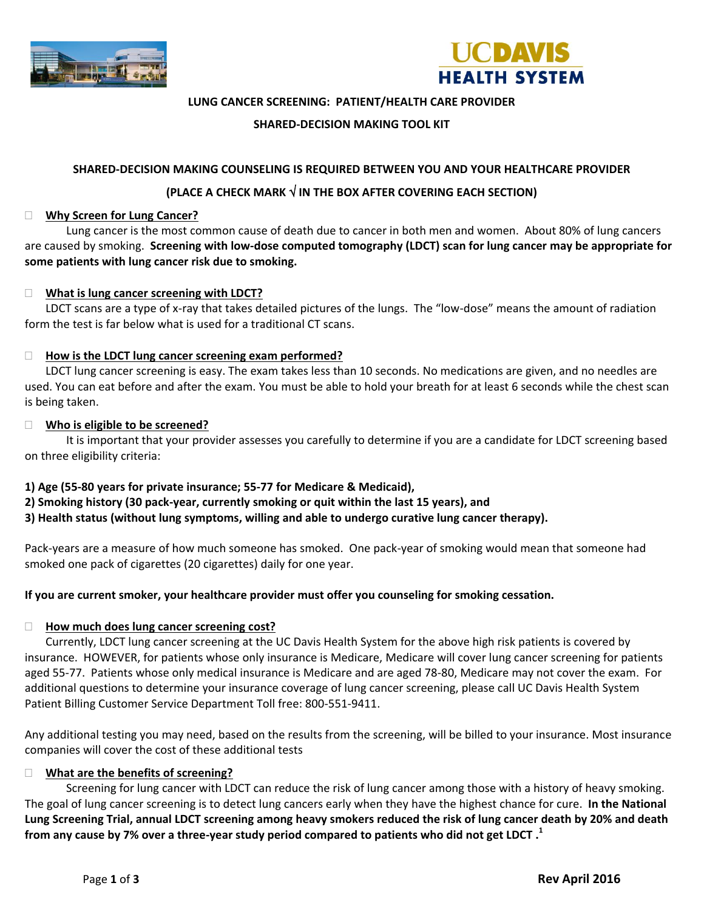**UCDAVIS HEALTH SYSTEM**

# LUNG CANCER SCREENING: PATIENT/HEALTH CARE PROVIDER

# SHARED-DECISION MAKING TOOL KIT

## SHARED-DECISION MAKING COUNSELING IS REQUIRED BETWEEN YOU AND YOUR HEALTHCARE PROVIDER

**(PLACE A CHECK MARK √ IN THE BOX AFTER COVERING EACH SECTION)**

☐ **Why Screen for Lung Cancer?**

Lung cancer is the most common cause of death due to cancer in both men and women. About 80% of lung cancers are caused by smoking. **Screening with low-dose computed tomography (LDCT) scan for lung cancer may be appropriate for some patients with lung cancer risk due to smoking.**

☐ **What is lung cancer screening with LDCT?**

LDCT scans are a type of x-ray that takes detailed pictures of the lungs. The "low-dose" means the amount of radiation form the test is far below what is used for a traditional CT scans.

☐ **How is the LDCT lung cancer screening exam performed?**

LDCT lung cancer screening is easy. The exam takes less than 10 seconds. No medications are given, and no needles are used. You can eat before and after the exam. You must be able to hold your breath for at least 6 seconds while the chest scan is being taken.

☐ **Who is eligible to be screened?**

It is important that your provider assesses you carefully to determine if you are a candidate for LDCT screening based on three eligibility criteria:

**1) Age (55-80 years for private insurance; 55-77 for Medicare & Medicaid),**
**2) Smoking history (30 pack-year, currently smoking or quit within the last 15 years), and**
**3) Health status (without lung symptoms, willing and able to undergo curative lung cancer therapy).**

Pack-years are a measure of how much someone has smoked. One pack-year of smoking would mean that someone had smoked one pack of cigarettes (20 cigarettes) daily for one year.

**If you are current smoker, your healthcare provider must offer you counseling for smoking cessation.**

☐ **How much does lung cancer screening cost?**

Currently, LDCT lung cancer screening at the UC Davis Health System for the above high risk patients is covered by insurance. HOWEVER, for patients whose only insurance is Medicare, Medicare will cover lung cancer screening for patients aged 55-77. Patients whose only medical insurance is Medicare and are aged 78-80, Medicare may not cover the exam. For additional questions to determine your insurance coverage of lung cancer screening, please call UC Davis Health System Patient Billing Customer Service Department Toll free: 800-551-9411.

Any additional testing you may need, based on the results from the screening, will be billed to your insurance. Most insurance companies will cover the cost of these additional tests

☐ **What are the benefits of screening?**

Screening for lung cancer with LDCT can reduce the risk of lung cancer among those with a history of heavy smoking. The goal of lung cancer screening is to detect lung cancers early when they have the highest chance for cure. **In the National Lung Screening Trial, annual LDCT screening among heavy smokers reduced the risk of lung cancer death by 20% and death from any cause by 7% over a three-year study period compared to patients who did not get LDCT .[1]**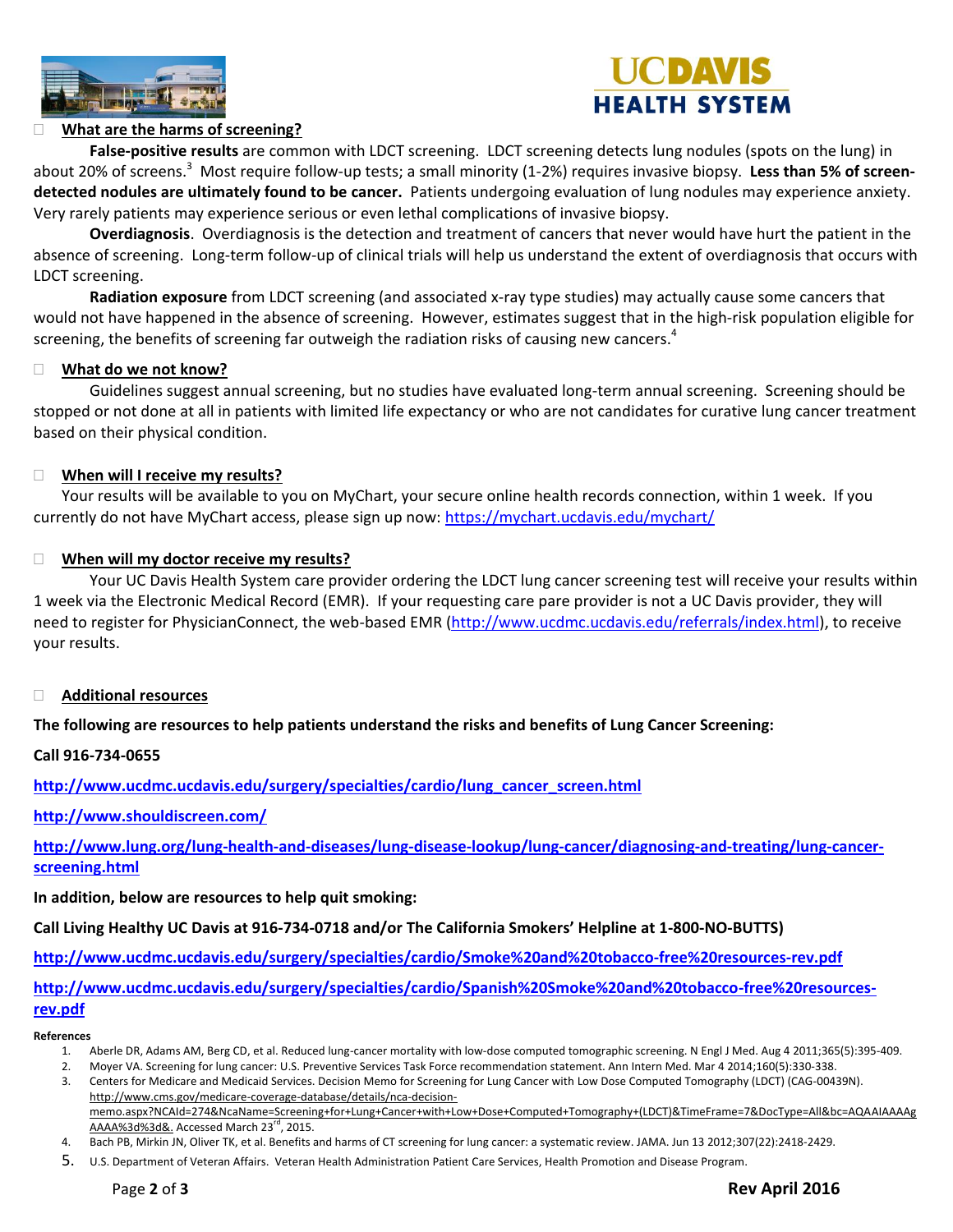## What are the harms of screening?

**False-positive results** are common with LDCT screening. LDCT screening detects lung nodules (spots on the lung) in about 20% of screens.[3] Most require follow-up tests; a small minority (1-2%) requires invasive biopsy. **Less than 5% of screen-detected nodules are ultimately found to be cancer.** Patients undergoing evaluation of lung nodules may experience anxiety. Very rarely patients may experience serious or even lethal complications of invasive biopsy.

**Overdiagnosis**. Overdiagnosis is the detection and treatment of cancers that never would have hurt the patient in the absence of screening. Long-term follow-up of clinical trials will help us understand the extent of overdiagnosis that occurs with LDCT screening.

**Radiation exposure** from LDCT screening (and associated x-ray type studies) may actually cause some cancers that would not have happened in the absence of screening. However, estimates suggest that in the high-risk population eligible for screening, the benefits of screening far outweigh the radiation risks of causing new cancers.[4]

## What do we not know?

Guidelines suggest annual screening, but no studies have evaluated long-term annual screening. Screening should be stopped or not done at all in patients with limited life expectancy or who are not candidates for curative lung cancer treatment based on their physical condition.

## When will I receive my results?

Your results will be available to you on MyChart, your secure online health records connection, within 1 week. If you currently do not have MyChart access, please sign up now: https://mychart.ucdavis.edu/mychart/

## When will my doctor receive my results?

Your UC Davis Health System care provider ordering the LDCT lung cancer screening test will receive your results within 1 week via the Electronic Medical Record (EMR). If your requesting care pare provider is not a UC Davis provider, they will need to register for PhysicianConnect, the web-based EMR (http://www.ucdmc.ucdavis.edu/referrals/index.html), to receive your results.

## Additional resources

**The following are resources to help patients understand the risks and benefits of Lung Cancer Screening:**

**Call 916-734-0655**

**http://www.ucdmc.ucdavis.edu/surgery/specialties/cardio/lung_cancer_screen.html**

**http://www.shouldiscreen.com/**

**http://www.lung.org/lung-health-and-diseases/lung-disease-lookup/lung-cancer/diagnosing-and-treating/lung-cancer-screening.html**

**In addition, below are resources to help quit smoking:**

**Call Living Healthy UC Davis at 916-734-0718 and/or The California Smokers' Helpline at 1-800-NO-BUTTS)**

**http://www.ucdmc.ucdavis.edu/surgery/specialties/cardio/Smoke%20and%20tobacco-free%20resources-rev.pdf**

**http://www.ucdmc.ucdavis.edu/surgery/specialties/cardio/Spanish%20Smoke%20and%20tobacco-free%20resources-rev.pdf**

**References**

1. Aberle DR, Adams AM, Berg CD, et al. Reduced lung-cancer mortality with low-dose computed tomographic screening. N Engl J Med. Aug 4 2011;365(5):395-409.
2. Moyer VA. Screening for lung cancer: U.S. Preventive Services Task Force recommendation statement. Ann Intern Med. Mar 4 2014;160(5):330-338.
3. Centers for Medicare and Medicaid Services. Decision Memo for Screening for Lung Cancer with Low Dose Computed Tomography (LDCT) (CAG-00439N). http://www.cms.gov/medicare-coverage-database/details/nca-decision-memo.aspx?NCAId=274&NcaName=Screening+for+Lung+Cancer+with+Low+Dose+Computed+Tomography+(LDCT)&TimeFrame=7&DocType=All&bc=AQAAIAAAAgAAAA%3d%3d&. Accessed March 23rd, 2015.
4. Bach PB, Mirkin JN, Oliver TK, et al. Benefits and harms of CT screening for lung cancer: a systematic review. JAMA. Jun 13 2012;307(22):2418-2429.
5. U.S. Department of Veteran Affairs. Veteran Health Administration Patient Care Services, Health Promotion and Disease Program.

Rev April 2016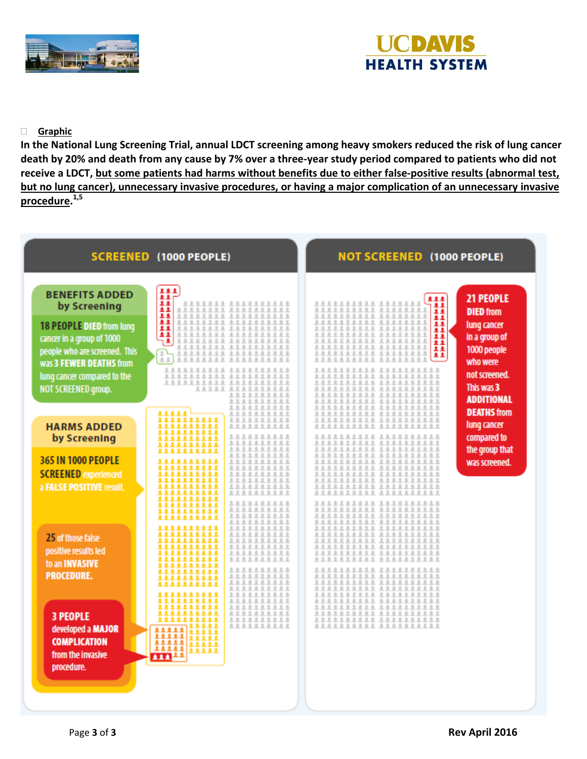- **Graphic**

**In the National Lung Screening Trial, annual LDCT screening among heavy smokers reduced the risk of lung cancer death by 20% and death from any cause by 7% over a three-year study period compared to patients who did not receive a LDCT, but some patients had harms without benefits due to either false-positive results (abnormal test, but no lung cancer), unnecessary invasive procedures, or having a major complication of an unnecessary invasive procedure.**[1,5]

SCREENED (1000 PEOPLE)

BENEFITS ADDED by Screening

18 PEOPLE DIED from lung cancer in a group of 1000 people who are screened. This was 3 FEWER DEATHS from lung cancer compared to the NOT SCREENED group.

HARMS ADDED by Screening

365 IN 1000 PEOPLE SCREENED experienced a FALSE POSITIVE result.

25 of those false positive results led to an INVASIVE PROCEDURE.

3 PEOPLE developed a MAJOR COMPLICATION from the invasive procedure.

NOT SCREENED (1000 PEOPLE)

21 PEOPLE DIED from lung cancer in a group of 1000 people who were not screened. This was 3 ADDITIONAL DEATHS from lung cancer compared to the group that was screened.